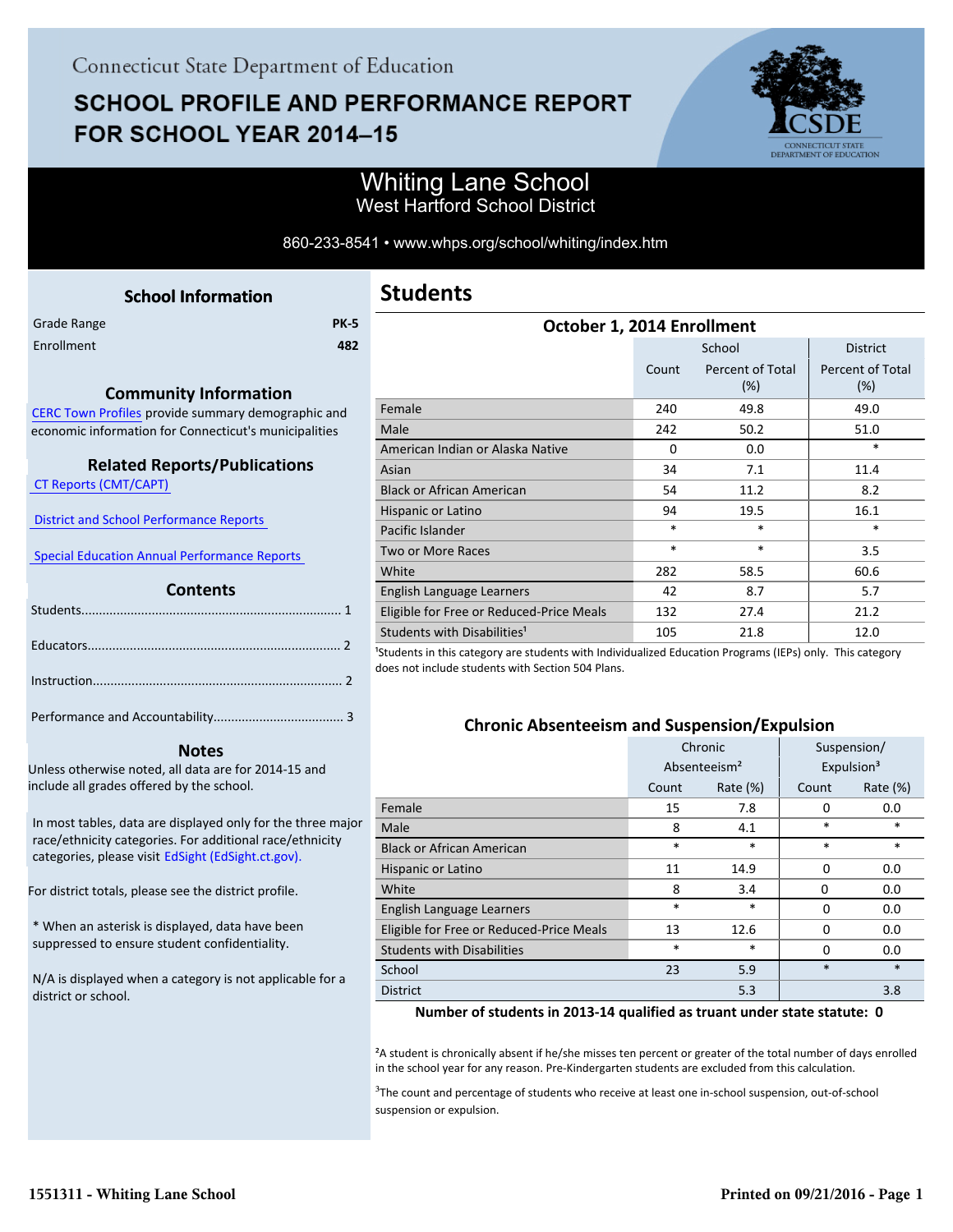Connecticut State Department of Education

# SCHOOL PROFILE AND PERFORMANCE REPORT FOR SCHOOL YEAR 2014–15

# Whiting Lane School

West Hartford School District

860-233-8541 • www.whps.org/school/whiting/index.htm

## School Information

| | |
|---|---|
| Grade Range | PK-5 |
| Enrollment | 482 |

### Community Information

CERC Town Profiles provide summary demographic and economic information for Connecticut's municipalities

### Related Reports/Publications

CT Reports (CMT/CAPT)

District and School Performance Reports

Special Education Annual Performance Reports

### Contents

Students........................................................................ 1

Educators...................................................................... 2

Instruction..................................................................... 2

Performance and Accountability.................................... 3

### Notes

Unless otherwise noted, all data are for 2014-15 and include all grades offered by the school.

In most tables, data are displayed only for the three major race/ethnicity categories. For additional race/ethnicity categories, please visit EdSight (EdSight.ct.gov).

For district totals, please see the district profile.

* When an asterisk is displayed, data have been suppressed to ensure student confidentiality.

N/A is displayed when a category is not applicable for a district or school.

## Students

### October 1, 2014 Enrollment

| | School | | District |
|---|---|---|---|
| | Count | Percent of Total (%) | Percent of Total (%) |
| Female | 240 | 49.8 | 49.0 |
| Male | 242 | 50.2 | 51.0 |
| American Indian or Alaska Native | 0 | 0.0 | * |
| Asian | 34 | 7.1 | 11.4 |
| Black or African American | 54 | 11.2 | 8.2 |
| Hispanic or Latino | 94 | 19.5 | 16.1 |
| Pacific Islander | * | * | * |
| Two or More Races | * | * | 3.5 |
| White | 282 | 58.5 | 60.6 |
| English Language Learners | 42 | 8.7 | 5.7 |
| Eligible for Free or Reduced-Price Meals | 132 | 27.4 | 21.2 |
| Students with Disabilities[1] | 105 | 21.8 | 12.0 |

[1]Students in this category are students with Individualized Education Programs (IEPs) only. This category does not include students with Section 504 Plans.

### Chronic Absenteeism and Suspension/Expulsion

| | Chronic Absenteeism[2] | | Suspension/ Expulsion[3] | |
|---|---|---|---|---|
| | Count | Rate (%) | Count | Rate (%) |
| Female | 15 | 7.8 | 0 | 0.0 |
| Male | 8 | 4.1 | * | * |
| Black or African American | * | * | * | * |
| Hispanic or Latino | 11 | 14.9 | 0 | 0.0 |
| White | 8 | 3.4 | 0 | 0.0 |
| English Language Learners | * | * | 0 | 0.0 |
| Eligible for Free or Reduced-Price Meals | 13 | 12.6 | 0 | 0.0 |
| Students with Disabilities | * | * | 0 | 0.0 |
| School | 23 | 5.9 | * | * |
| District | | 5.3 | | 3.8 |

**Number of students in 2013-14 qualified as truant under state statute: 0**

[2]A student is chronically absent if he/she misses ten percent or greater of the total number of days enrolled in the school year for any reason. Pre-Kindergarten students are excluded from this calculation.

[3]The count and percentage of students who receive at least one in-school suspension, out-of-school suspension or expulsion.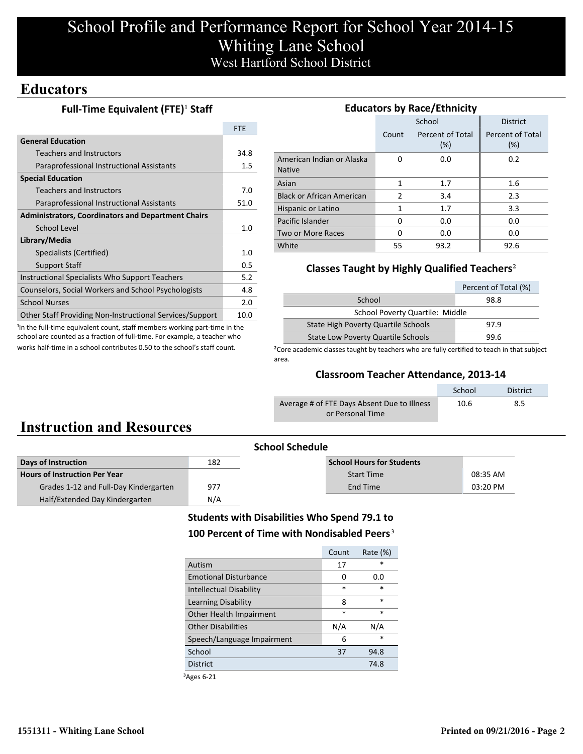# School Profile and Performance Report for School Year 2014-15
## Whiting Lane School
### West Hartford School District

## Educators

### Full-Time Equivalent (FTE)[1] Staff

| | FTE |
|---|---|
| **General Education** | |
| Teachers and Instructors | 34.8 |
| Paraprofessional Instructional Assistants | 1.5 |
| **Special Education** | |
| Teachers and Instructors | 7.0 |
| Paraprofessional Instructional Assistants | 51.0 |
| **Administrators, Coordinators and Department Chairs** | |
| School Level | 1.0 |
| **Library/Media** | |
| Specialists (Certified) | 1.0 |
| Support Staff | 0.5 |
| Instructional Specialists Who Support Teachers | 5.2 |
| Counselors, Social Workers and School Psychologists | 4.8 |
| School Nurses | 2.0 |
| Other Staff Providing Non-Instructional Services/Support | 10.0 |

[1]In the full-time equivalent count, staff members working part-time in the school are counted as a fraction of full-time. For example, a teacher who works half-time in a school contributes 0.50 to the school's staff count.

### Educators by Race/Ethnicity

| | School | | District |
|---|---|---|---|
| | Count | Percent of Total (%) | Percent of Total (%) |
| American Indian or Alaska Native | 0 | 0.0 | 0.2 |
| Asian | 1 | 1.7 | 1.6 |
| Black or African American | 2 | 3.4 | 2.3 |
| Hispanic or Latino | 1 | 1.7 | 3.3 |
| Pacific Islander | 0 | 0.0 | 0.0 |
| Two or More Races | 0 | 0.0 | 0.0 |
| White | 55 | 93.2 | 92.6 |

### Classes Taught by Highly Qualified Teachers[2]

| | Percent of Total (%) |
|---|---|
| School | 98.8 |
| School Poverty Quartile: Middle | |
| State High Poverty Quartile Schools | 97.9 |
| State Low Poverty Quartile Schools | 99.6 |

[2]Core academic classes taught by teachers who are fully certified to teach in that subject area.

### Classroom Teacher Attendance, 2013-14

| | School | District |
|---|---|---|
| Average # of FTE Days Absent Due to Illness or Personal Time | 10.6 | 8.5 |

## Instruction and Resources

### School Schedule

| | |
|---|---|
| **Days of Instruction** | 182 |
| **Hours of Instruction Per Year** | |
| Grades 1-12 and Full-Day Kindergarten | 977 |
| Half/Extended Day Kindergarten | N/A |

| **School Hours for Students** | |
|---|---|
| Start Time | 08:35 AM |
| End Time | 03:20 PM |

### Students with Disabilities Who Spend 79.1 to 100 Percent of Time with Nondisabled Peers[3]

| | Count | Rate (%) |
|---|---|---|
| Autism | 17 | * |
| Emotional Disturbance | 0 | 0.0 |
| Intellectual Disability | * | * |
| Learning Disability | 8 | * |
| Other Health Impairment | * | * |
| Other Disabilities | N/A | N/A |
| Speech/Language Impairment | 6 | * |
| School | 37 | 94.8 |
| District | | 74.8 |

[3]Ages 6-21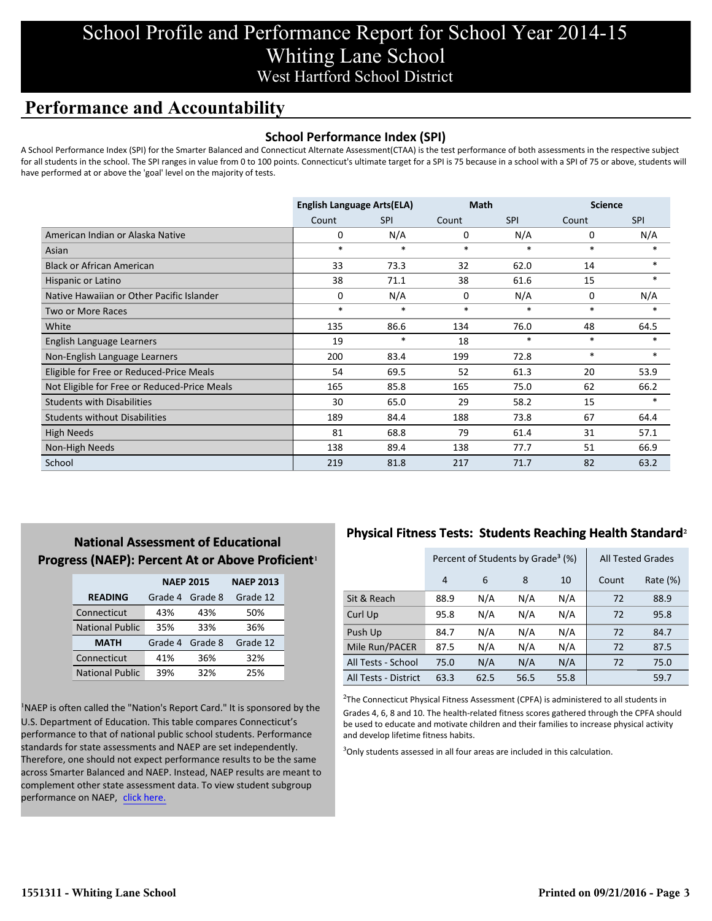# School Profile and Performance Report for School Year 2014-15
# Whiting Lane School
## West Hartford School District

## Performance and Accountability

### School Performance Index (SPI)

A School Performance Index (SPI) for the Smarter Balanced and Connecticut Alternate Assessment(CTAA) is the test performance of both assessments in the respective subject for all students in the school. The SPI ranges in value from 0 to 100 points. Connecticut's ultimate target for a SPI is 75 because in a school with a SPI of 75 or above, students will have performed at or above the 'goal' level on the majority of tests.

| | English Language Arts(ELA) | | Math | | Science | |
|---|---|---|---|---|---|---|
| | Count | SPI | Count | SPI | Count | SPI |
| American Indian or Alaska Native | 0 | N/A | 0 | N/A | 0 | N/A |
| Asian | * | * | * | * | * | * |
| Black or African American | 33 | 73.3 | 32 | 62.0 | 14 | * |
| Hispanic or Latino | 38 | 71.1 | 38 | 61.6 | 15 | * |
| Native Hawaiian or Other Pacific Islander | 0 | N/A | 0 | N/A | 0 | N/A |
| Two or More Races | * | * | * | * | * | * |
| White | 135 | 86.6 | 134 | 76.0 | 48 | 64.5 |
| English Language Learners | 19 | * | 18 | * | * | * |
| Non-English Language Learners | 200 | 83.4 | 199 | 72.8 | * | * |
| Eligible for Free or Reduced-Price Meals | 54 | 69.5 | 52 | 61.3 | 20 | 53.9 |
| Not Eligible for Free or Reduced-Price Meals | 165 | 85.8 | 165 | 75.0 | 62 | 66.2 |
| Students with Disabilities | 30 | 65.0 | 29 | 58.2 | 15 | * |
| Students without Disabilities | 189 | 84.4 | 188 | 73.8 | 67 | 64.4 |
| High Needs | 81 | 68.8 | 79 | 61.4 | 31 | 57.1 |
| Non-High Needs | 138 | 89.4 | 138 | 77.7 | 51 | 66.9 |
| School | 219 | 81.8 | 217 | 71.7 | 82 | 63.2 |

### National Assessment of Educational Progress (NAEP): Percent At or Above Proficient[1]

| | NAEP 2015 | | NAEP 2013 |
|---|---|---|---|
| **READING** | Grade 4 | Grade 8 | Grade 12 |
| Connecticut | 43% | 43% | 50% |
| National Public | 35% | 33% | 36% |
| **MATH** | Grade 4 | Grade 8 | Grade 12 |
| Connecticut | 41% | 36% | 32% |
| National Public | 39% | 32% | 25% |

[1]NAEP is often called the "Nation's Report Card." It is sponsored by the U.S. Department of Education. This table compares Connecticut's performance to that of national public school students. Performance standards for state assessments and NAEP are set independently. Therefore, one should not expect performance results to be the same across Smarter Balanced and NAEP. Instead, NAEP results are meant to complement other state assessment data. To view student subgroup performance on NAEP, click here.

### Physical Fitness Tests: Students Reaching Health Standard[2]

| | Percent of Students by Grade[3] (%) | | | | All Tested Grades | |
|---|---|---|---|---|---|---|
| | 4 | 6 | 8 | 10 | Count | Rate (%) |
| Sit & Reach | 88.9 | N/A | N/A | N/A | 72 | 88.9 |
| Curl Up | 95.8 | N/A | N/A | N/A | 72 | 95.8 |
| Push Up | 84.7 | N/A | N/A | N/A | 72 | 84.7 |
| Mile Run/PACER | 87.5 | N/A | N/A | N/A | 72 | 87.5 |
| All Tests - School | 75.0 | N/A | N/A | N/A | 72 | 75.0 |
| All Tests - District | 63.3 | 62.5 | 56.5 | 55.8 | | 59.7 |

[2]The Connecticut Physical Fitness Assessment (CPFA) is administered to all students in Grades 4, 6, 8 and 10. The health-related fitness scores gathered through the CPFA should be used to educate and motivate children and their families to increase physical activity and develop lifetime fitness habits.

[3]Only students assessed in all four areas are included in this calculation.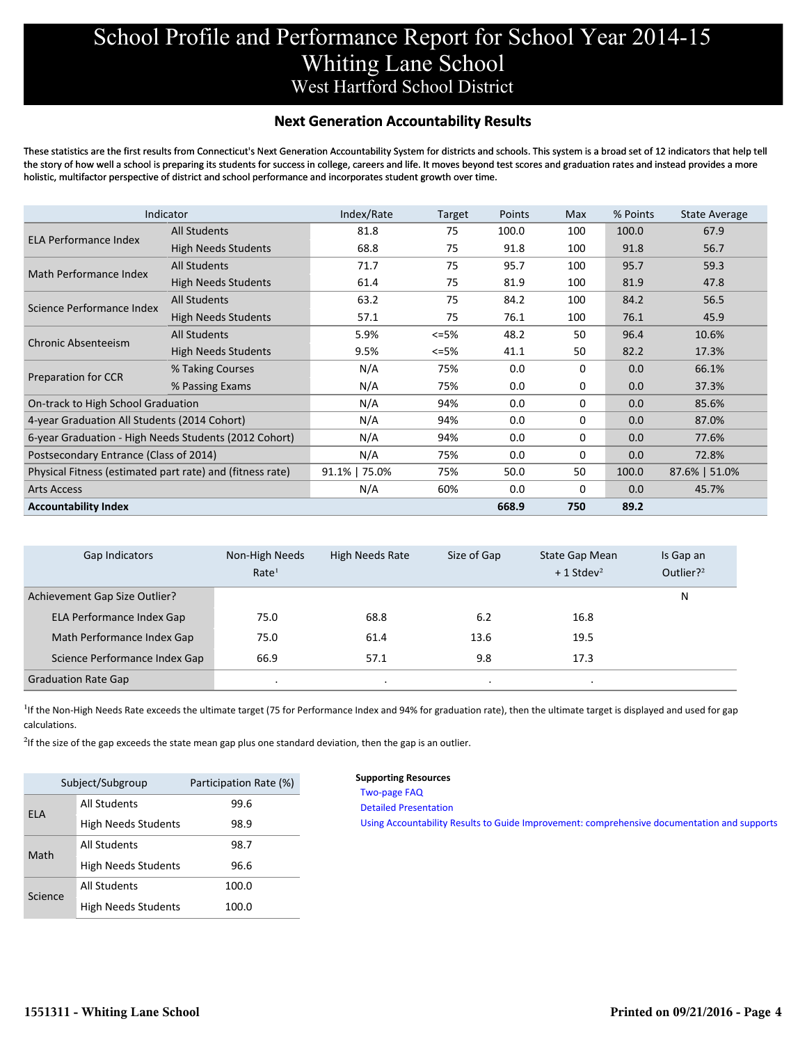# School Profile and Performance Report for School Year 2014-15
# Whiting Lane School
## West Hartford School District

### Next Generation Accountability Results

These statistics are the first results from Connecticut's Next Generation Accountability System for districts and schools. This system is a broad set of 12 indicators that help tell the story of how well a school is preparing its students for success in college, careers and life. It moves beyond test scores and graduation rates and instead provides a more holistic, multifactor perspective of district and school performance and incorporates student growth over time.

| Indicator | | Index/Rate | Target | Points | Max | % Points | State Average |
|---|---|---|---|---|---|---|---|
| ELA Performance Index | All Students | 81.8 | 75 | 100.0 | 100 | 100.0 | 67.9 |
| | High Needs Students | 68.8 | 75 | 91.8 | 100 | 91.8 | 56.7 |
| Math Performance Index | All Students | 71.7 | 75 | 95.7 | 100 | 95.7 | 59.3 |
| | High Needs Students | 61.4 | 75 | 81.9 | 100 | 81.9 | 47.8 |
| Science Performance Index | All Students | 63.2 | 75 | 84.2 | 100 | 84.2 | 56.5 |
| | High Needs Students | 57.1 | 75 | 76.1 | 100 | 76.1 | 45.9 |
| Chronic Absenteeism | All Students | 5.9% | <=5% | 48.2 | 50 | 96.4 | 10.6% |
| | High Needs Students | 9.5% | <=5% | 41.1 | 50 | 82.2 | 17.3% |
| Preparation for CCR | % Taking Courses | N/A | 75% | 0.0 | 0 | 0.0 | 66.1% |
| | % Passing Exams | N/A | 75% | 0.0 | 0 | 0.0 | 37.3% |
| On-track to High School Graduation | | N/A | 94% | 0.0 | 0 | 0.0 | 85.6% |
| 4-year Graduation All Students (2014 Cohort) | | N/A | 94% | 0.0 | 0 | 0.0 | 87.0% |
| 6-year Graduation - High Needs Students (2012 Cohort) | | N/A | 94% | 0.0 | 0 | 0.0 | 77.6% |
| Postsecondary Entrance (Class of 2014) | | N/A | 75% | 0.0 | 0 | 0.0 | 72.8% |
| Physical Fitness (estimated part rate) and (fitness rate) | | 91.1% \| 75.0% | 75% | 50.0 | 50 | 100.0 | 87.6% \| 51.0% |
| Arts Access | | N/A | 60% | 0.0 | 0 | 0.0 | 45.7% |
| **Accountability Index** | | | | **668.9** | **750** | **89.2** | |

| Gap Indicators | Non-High Needs Rate[1] | High Needs Rate | Size of Gap | State Gap Mean + 1 Stdev[2] | Is Gap an Outlier?[2] |
|---|---|---|---|---|---|
| Achievement Gap Size Outlier? | | | | | N |
| ELA Performance Index Gap | 75.0 | 68.8 | 6.2 | 16.8 | |
| Math Performance Index Gap | 75.0 | 61.4 | 13.6 | 19.5 | |
| Science Performance Index Gap | 66.9 | 57.1 | 9.8 | 17.3 | |
| Graduation Rate Gap | . | . | . | . | |

[1]If the Non-High Needs Rate exceeds the ultimate target (75 for Performance Index and 94% for graduation rate), then the ultimate target is displayed and used for gap calculations.

[2]If the size of the gap exceeds the state mean gap plus one standard deviation, then the gap is an outlier.

| Subject/Subgroup | | Participation Rate (%) |
|---|---|---|
| ELA | All Students | 99.6 |
| | High Needs Students | 98.9 |
| Math | All Students | 98.7 |
| | High Needs Students | 96.6 |
| Science | All Students | 100.0 |
| | High Needs Students | 100.0 |

**Supporting Resources**

- Two-page FAQ
- Detailed Presentation
- Using Accountability Results to Guide Improvement: comprehensive documentation and supports